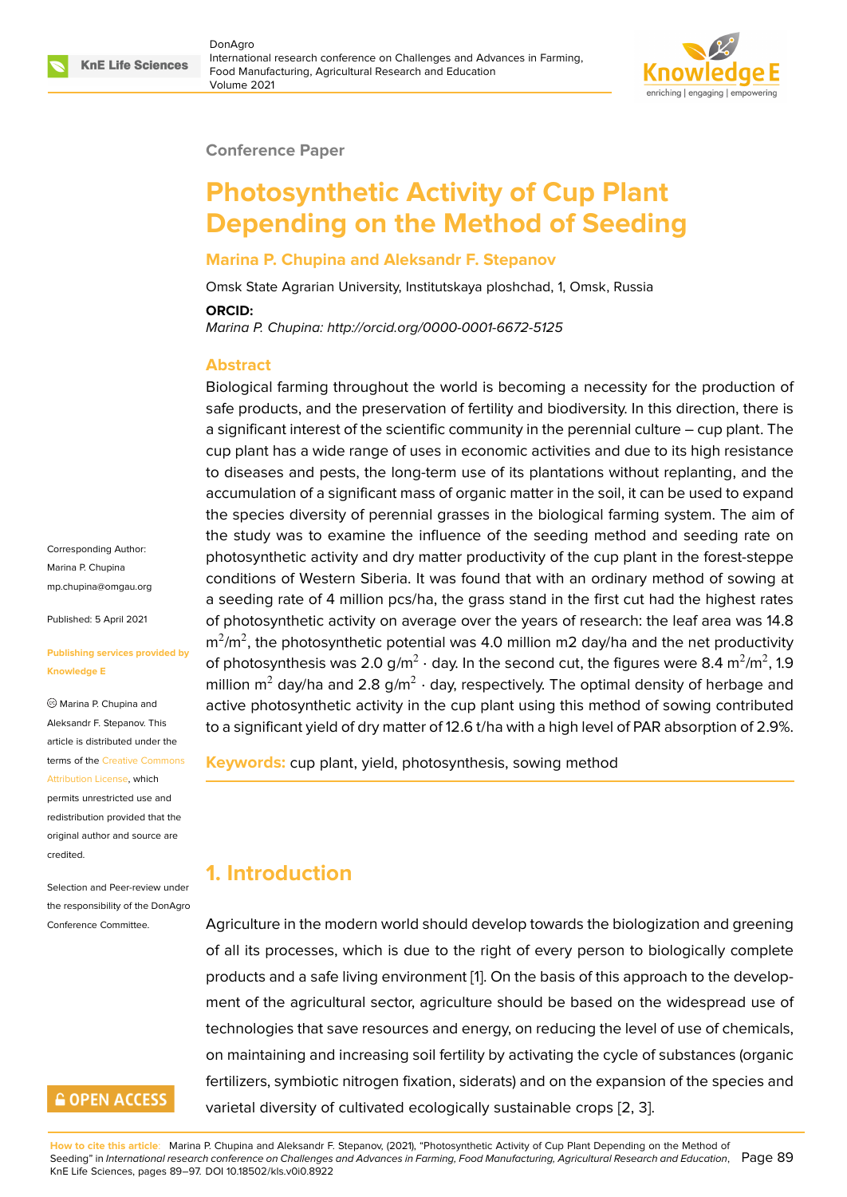Conference Paper

# Photosynthetic Activity of Cup Plant Depending on the Method of Seeding

**Marina P. Chupina and Aleksandr F. Stepanov**

Omsk State Agrarian University, Institutskaya ploshchad, 1, Omsk, Russia

**ORCID:**

*Marina P. Chupina: http://orcid.org/0000-0001-6672-5125*

## Abstract

Biological farming throughout the world is becoming a necessity for the production of safe products, and the preservation of fertility and biodiversity. In this direction, there is a significant interest of the scientific community in the perennial culture – cup plant. The cup plant has a wide range of uses in economic activities and due to its high resistance to diseases and pests, the long-term use of its plantations without replanting, and the accumulation of a significant mass of organic matter in the soil, it can be used to expand the species diversity of perennial grasses in the biological farming system. The aim of the study was to examine the influence of the seeding method and seeding rate on photosynthetic activity and dry matter productivity of the cup plant in the forest-steppe conditions of Western Siberia. It was found that with an ordinary method of sowing at a seeding rate of 4 million pcs/ha, the grass stand in the first cut had the highest rates of photosynthetic activity on average over the years of research: the leaf area was 14.8 $m^2/m^2$, the photosynthetic potential was 4.0 million m2 day/ha and the net productivity of photosynthesis was 2.0 $g/m^2 \cdot$ day. In the second cut, the figures were 8.4 $m^2/m^2$, 1.9 million $m^2$ day/ha and 2.8 $g/m^2 \cdot$ day, respectively. The optimal density of herbage and active photosynthetic activity in the cup plant using this method of sowing contributed to a significant yield of dry matter of 12.6 t/ha with a high level of PAR absorption of 2.9%.

**Keywords:** cup plant, yield, photosynthesis, sowing method

Corresponding Author:
Marina P. Chupina
mp.chupina@omgau.org

Published: 5 April 2021

**Publishing services provided by Knowledge E**

© Marina P. Chupina and Aleksandr F. Stepanov. This article is distributed under the terms of the Creative Commons Attribution License, which permits unrestricted use and redistribution provided that the original author and source are credited.

Selection and Peer-review under the responsibility of the DonAgro Conference Committee.

## 1. Introduction

Agriculture in the modern world should develop towards the biologization and greening of all its processes, which is due to the right of every person to biologically complete products and a safe living environment [1]. On the basis of this approach to the development of the agricultural sector, agriculture should be based on the widespread use of technologies that save resources and energy, on reducing the level of use of chemicals, on maintaining and increasing soil fertility by activating the cycle of substances (organic fertilizers, symbiotic nitrogen fixation, siderats) and on the expansion of the species and varietal diversity of cultivated ecologically sustainable crops [2, 3].

**How to cite this article:** Marina P. Chupina and Aleksandr F. Stepanov, (2021), "Photosynthetic Activity of Cup Plant Depending on the Method of Seeding" in *International research conference on Challenges and Advances in Farming, Food Manufacturing, Agricultural Research and Education*, KnE Life Sciences, pages 89–97. DOI 10.18502/kls.v0i0.8922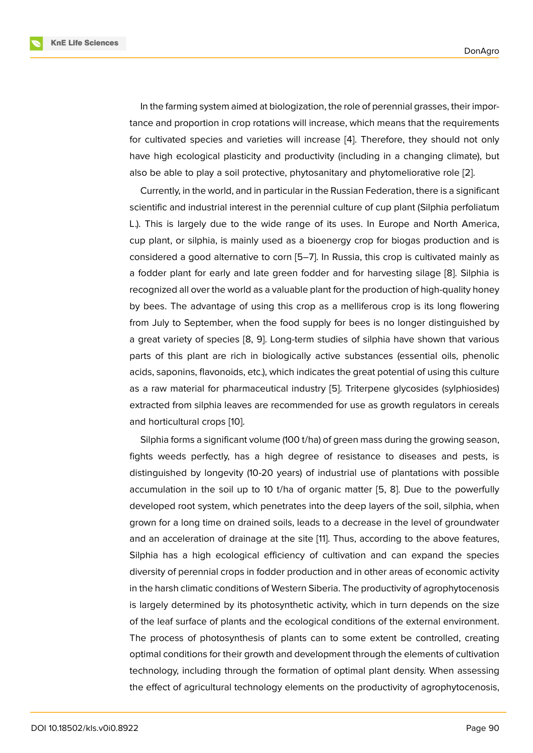In the farming system aimed at biologization, the role of perennial grasses, their importance and proportion in crop rotations will increase, which means that the requirements for cultivated species and varieties will increase [4]. Therefore, they should not only have high ecological plasticity and productivity (including in a changing climate), but also be able to play a soil protective, phytosanitary and phytomeliorative role [2].

Currently, in the world, and in particular in the Russian Federation, there is a significant scientific and industrial interest in the perennial culture of cup plant (Silphia perfoliatum L.). This is largely due to the wide range of its uses. In Europe and North America, cup plant, or silphia, is mainly used as a bioenergy crop for biogas production and is considered a good alternative to corn [5–7]. In Russia, this crop is cultivated mainly as a fodder plant for early and late green fodder and for harvesting silage [8]. Silphia is recognized all over the world as a valuable plant for the production of high-quality honey by bees. The advantage of using this crop as a melliferous crop is its long flowering from July to September, when the food supply for bees is no longer distinguished by a great variety of species [8, 9]. Long-term studies of silphia have shown that various parts of this plant are rich in biologically active substances (essential oils, phenolic acids, saponins, flavonoids, etc.), which indicates the great potential of using this culture as a raw material for pharmaceutical industry [5]. Triterpene glycosides (sylphiosides) extracted from silphia leaves are recommended for use as growth regulators in cereals and horticultural crops [10].

Silphia forms a significant volume (100 t/ha) of green mass during the growing season, fights weeds perfectly, has a high degree of resistance to diseases and pests, is distinguished by longevity (10-20 years) of industrial use of plantations with possible accumulation in the soil up to 10 t/ha of organic matter [5, 8]. Due to the powerfully developed root system, which penetrates into the deep layers of the soil, silphia, when grown for a long time on drained soils, leads to a decrease in the level of groundwater and an acceleration of drainage at the site [11]. Thus, according to the above features, Silphia has a high ecological efficiency of cultivation and can expand the species diversity of perennial crops in fodder production and in other areas of economic activity in the harsh climatic conditions of Western Siberia. The productivity of agrophytocenosis is largely determined by its photosynthetic activity, which in turn depends on the size of the leaf surface of plants and the ecological conditions of the external environment. The process of photosynthesis of plants can to some extent be controlled, creating optimal conditions for their growth and development through the elements of cultivation technology, including through the formation of optimal plant density. When assessing the effect of agricultural technology elements on the productivity of agrophytocenosis,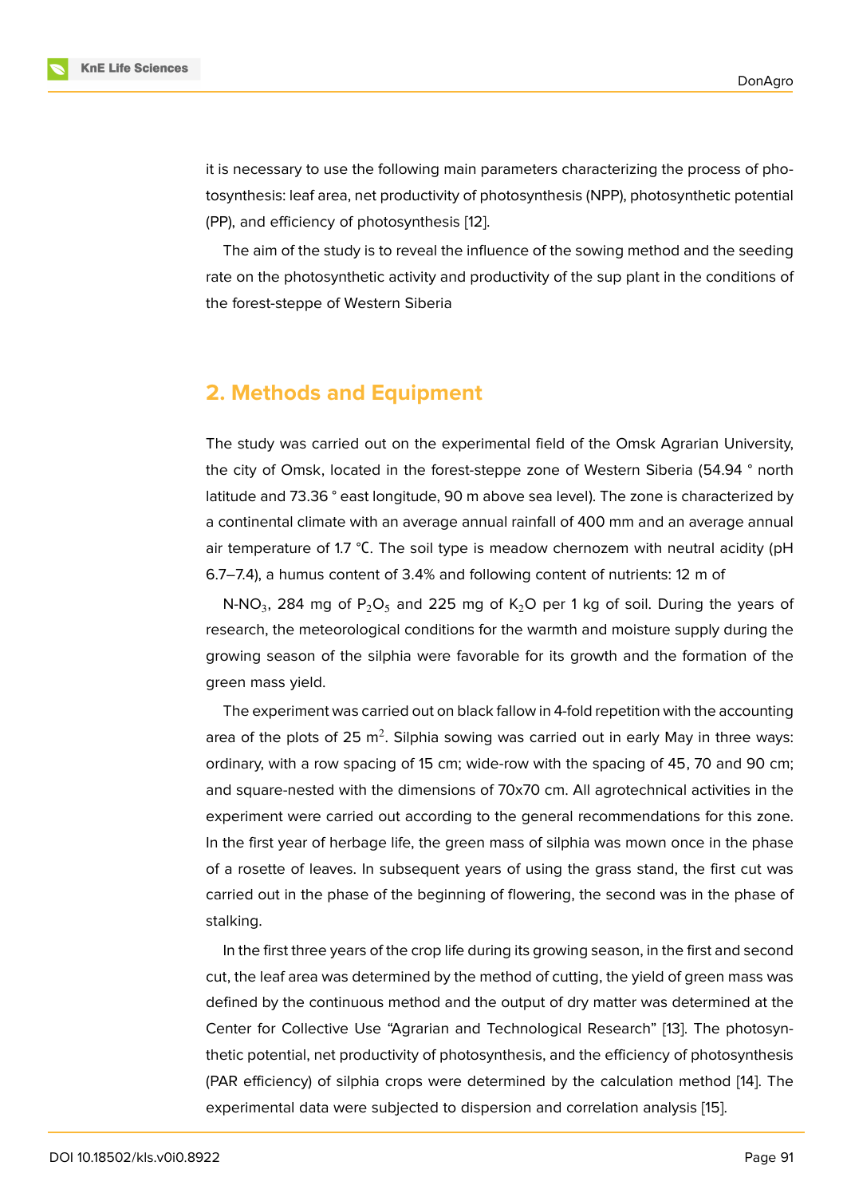it is necessary to use the following main parameters characterizing the process of photosynthesis: leaf area, net productivity of photosynthesis (NPP), photosynthetic potential (PP), and efficiency of photosynthesis [12].

The aim of the study is to reveal the influence of the sowing method and the seeding rate on the photosynthetic activity and productivity of the sup plant in the conditions of the forest-steppe of Western Siberia

## 2. Methods and Equipment

The study was carried out on the experimental field of the Omsk Agrarian University, the city of Omsk, located in the forest-steppe zone of Western Siberia (54.94 ° north latitude and 73.36 ° east longitude, 90 m above sea level). The zone is characterized by a continental climate with an average annual rainfall of 400 mm and an average annual air temperature of 1.7 °C. The soil type is meadow chernozem with neutral acidity (pH 6.7–7.4), a humus content of 3.4% and following content of nutrients: 12 m of

N-$NO_3$, 284 mg of $P_2O_5$ and 225 mg of $K_2O$ per 1 kg of soil. During the years of research, the meteorological conditions for the warmth and moisture supply during the growing season of the silphia were favorable for its growth and the formation of the green mass yield.

The experiment was carried out on black fallow in 4-fold repetition with the accounting area of the plots of 25 $m^2$. Silphia sowing was carried out in early May in three ways: ordinary, with a row spacing of 15 cm; wide-row with the spacing of 45, 70 and 90 cm; and square-nested with the dimensions of 70x70 cm. All agrotechnical activities in the experiment were carried out according to the general recommendations for this zone. In the first year of herbage life, the green mass of silphia was mown once in the phase of a rosette of leaves. In subsequent years of using the grass stand, the first cut was carried out in the phase of the beginning of flowering, the second was in the phase of stalking.

In the first three years of the crop life during its growing season, in the first and second cut, the leaf area was determined by the method of cutting, the yield of green mass was defined by the continuous method and the output of dry matter was determined at the Center for Collective Use "Agrarian and Technological Research" [13]. The photosynthetic potential, net productivity of photosynthesis, and the efficiency of photosynthesis (PAR efficiency) of silphia crops were determined by the calculation method [14]. The experimental data were subjected to dispersion and correlation analysis [15].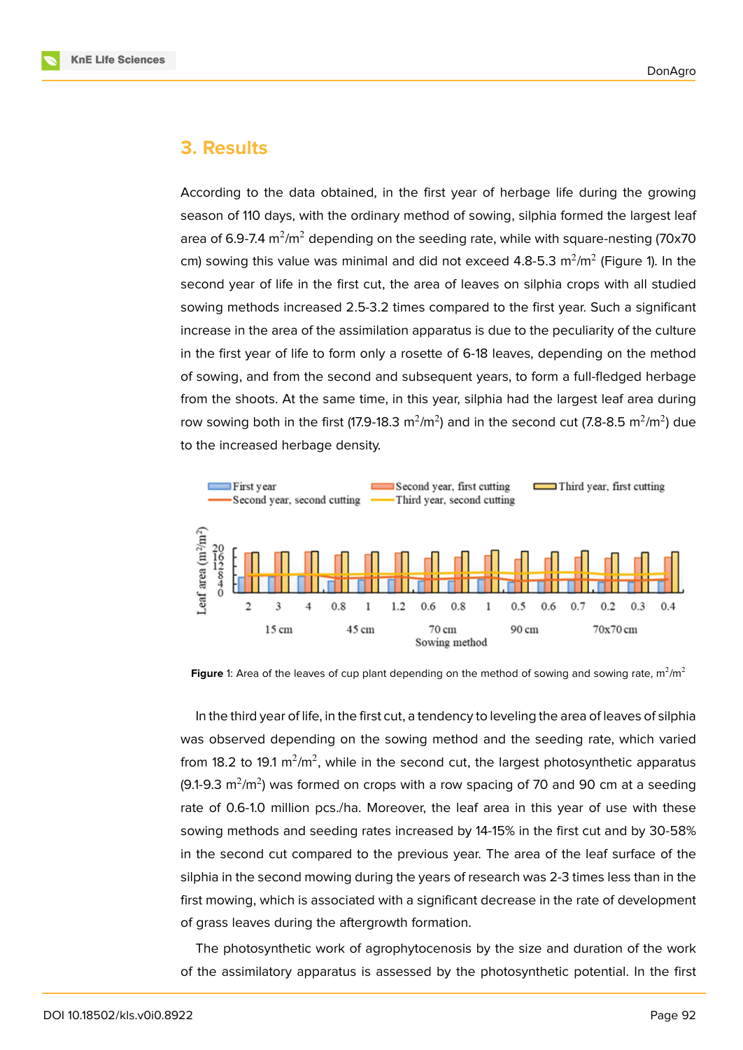## 3. Results

According to the data obtained, in the first year of herbage life during the growing season of 110 days, with the ordinary method of sowing, silphia formed the largest leaf area of 6.9-7.4 $m^2/m^2$ depending on the seeding rate, while with square-nesting (70x70 cm) sowing this value was minimal and did not exceed 4.8-5.3 $m^2/m^2$ (Figure 1). In the second year of life in the first cut, the area of leaves on silphia crops with all studied sowing methods increased 2.5-3.2 times compared to the first year. Such a significant increase in the area of the assimilation apparatus is due to the peculiarity of the culture in the first year of life to form only a rosette of 6-18 leaves, depending on the method of sowing, and from the second and subsequent years, to form a full-fledged herbage from the shoots. At the same time, in this year, silphia had the largest leaf area during row sowing both in the first (17.9-18.3 $m^2/m^2$) and in the second cut (7.8-8.5 $m^2/m^2$) due to the increased herbage density.

**Figure** 1: Area of the leaves of cup plant depending on the method of sowing and sowing rate, $m^2/m^2$

In the third year of life, in the first cut, a tendency to leveling the area of leaves of silphia was observed depending on the sowing method and the seeding rate, which varied from 18.2 to 19.1 $m^2/m^2$, while in the second cut, the largest photosynthetic apparatus (9.1-9.3 $m^2/m^2$) was formed on crops with a row spacing of 70 and 90 cm at a seeding rate of 0.6-1.0 million pcs./ha. Moreover, the leaf area in this year of use with these sowing methods and seeding rates increased by 14-15% in the first cut and by 30-58% in the second cut compared to the previous year. The area of the leaf surface of the silphia in the second mowing during the years of research was 2-3 times less than in the first mowing, which is associated with a significant decrease in the rate of development of grass leaves during the aftergrowth formation.

The photosynthetic work of agrophytocenosis by the size and duration of the work of the assimilatory apparatus is assessed by the photosynthetic potential. In the first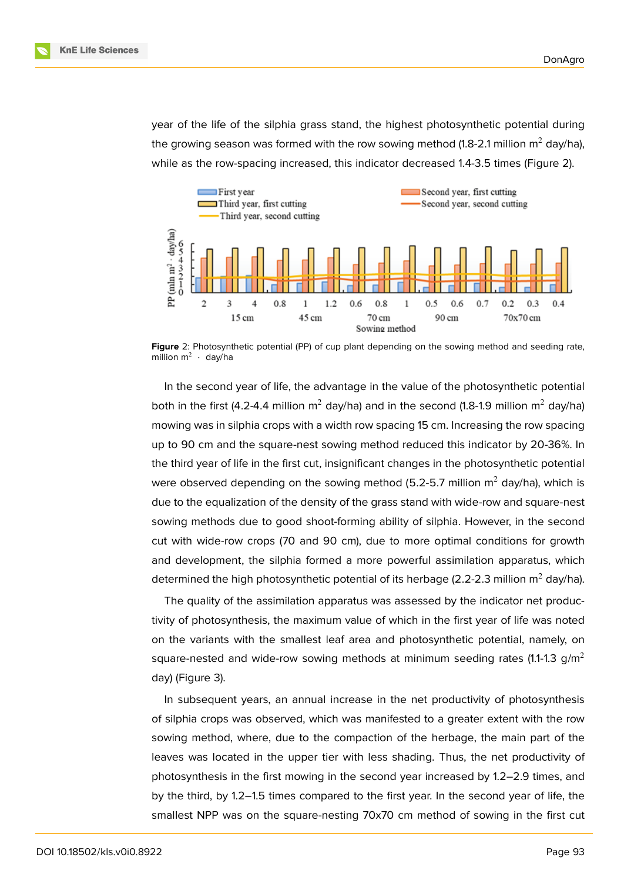year of the life of the silphia grass stand, the highest photosynthetic potential during the growing season was formed with the row sowing method (1.8-2.1 million $m^2$ day/ha), while as the row-spacing increased, this indicator decreased 1.4-3.5 times (Figure 2).

**Figure** 2: Photosynthetic potential (PP) of cup plant depending on the sowing method and seeding rate, million $m^2$ · day/ha

In the second year of life, the advantage in the value of the photosynthetic potential both in the first (4.2-4.4 million $m^2$ day/ha) and in the second (1.8-1.9 million $m^2$ day/ha) mowing was in silphia crops with a width row spacing 15 cm. Increasing the row spacing up to 90 cm and the square-nest sowing method reduced this indicator by 20-36%. In the third year of life in the first cut, insignificant changes in the photosynthetic potential were observed depending on the sowing method (5.2-5.7 million $m^2$ day/ha), which is due to the equalization of the density of the grass stand with wide-row and square-nest sowing methods due to good shoot-forming ability of silphia. However, in the second cut with wide-row crops (70 and 90 cm), due to more optimal conditions for growth and development, the silphia formed a more powerful assimilation apparatus, which determined the high photosynthetic potential of its herbage (2.2-2.3 million $m^2$ day/ha).

The quality of the assimilation apparatus was assessed by the indicator net productivity of photosynthesis, the maximum value of which in the first year of life was noted on the variants with the smallest leaf area and photosynthetic potential, namely, on square-nested and wide-row sowing methods at minimum seeding rates (1.1-1.3 g/$m^2$ day) (Figure 3).

In subsequent years, an annual increase in the net productivity of photosynthesis of silphia crops was observed, which was manifested to a greater extent with the row sowing method, where, due to the compaction of the herbage, the main part of the leaves was located in the upper tier with less shading. Thus, the net productivity of photosynthesis in the first mowing in the second year increased by 1.2–2.9 times, and by the third, by 1.2–1.5 times compared to the first year. In the second year of life, the smallest NPP was on the square-nesting 70x70 cm method of sowing in the first cut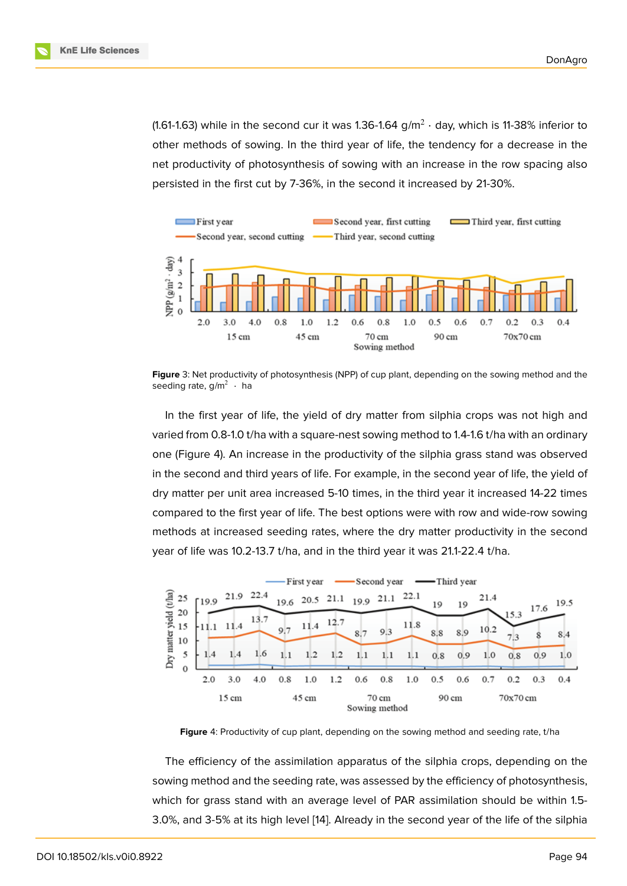(1.61-1.63) while in the second cur it was 1.36-1.64 g/m$^2$ · day, which is 11-38% inferior to other methods of sowing. In the third year of life, the tendency for a decrease in the net productivity of photosynthesis of sowing with an increase in the row spacing also persisted in the first cut by 7-36%, in the second it increased by 21-30%.

**Figure** 3: Net productivity of photosynthesis (NPP) of cup plant, depending on the sowing method and the seeding rate, g/m$^2$ · ha

In the first year of life, the yield of dry matter from silphia crops was not high and varied from 0.8-1.0 t/ha with a square-nest sowing method to 1.4-1.6 t/ha with an ordinary one (Figure 4). An increase in the productivity of the silphia grass stand was observed in the second and third years of life. For example, in the second year of life, the yield of dry matter per unit area increased 5-10 times, in the third year it increased 14-22 times compared to the first year of life. The best options were with row and wide-row sowing methods at increased seeding rates, where the dry matter productivity in the second year of life was 10.2-13.7 t/ha, and in the third year it was 21.1-22.4 t/ha.

**Figure** 4: Productivity of cup plant, depending on the sowing method and seeding rate, t/ha

The efficiency of the assimilation apparatus of the silphia crops, depending on the sowing method and the seeding rate, was assessed by the efficiency of photosynthesis, which for grass stand with an average level of PAR assimilation should be within 1.5-3.0%, and 3-5% at its high level [14]. Already in the second year of the life of the silphia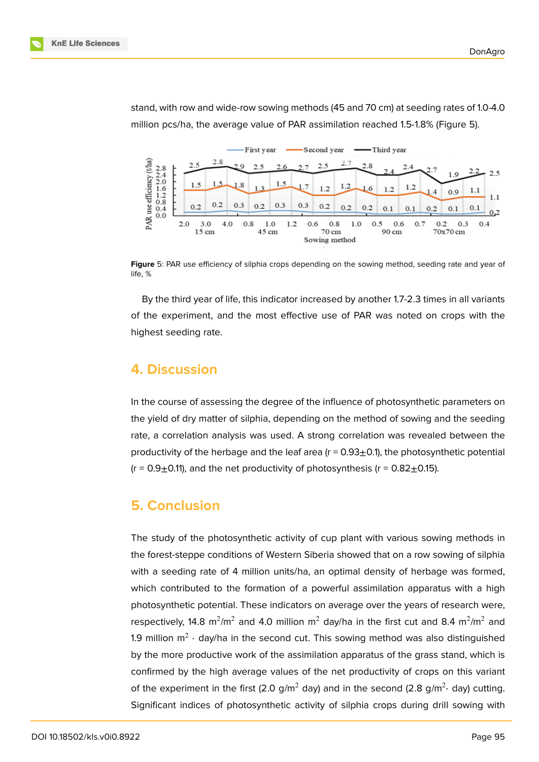stand, with row and wide-row sowing methods (45 and 70 cm) at seeding rates of 1.0-4.0 million pcs/ha, the average value of PAR assimilation reached 1.5-1.8% (Figure 5).

**Figure** 5: PAR use efficiency of silphia crops depending on the sowing method, seeding rate and year of life, %

By the third year of life, this indicator increased by another 1.7-2.3 times in all variants of the experiment, and the most effective use of PAR was noted on crops with the highest seeding rate.

## 4. Discussion

In the course of assessing the degree of the influence of photosynthetic parameters on the yield of dry matter of silphia, depending on the method of sowing and the seeding rate, a correlation analysis was used. A strong correlation was revealed between the productivity of the herbage and the leaf area ($r = 0.93 \pm 0.1$), the photosynthetic potential ($r = 0.9 \pm 0.11$), and the net productivity of photosynthesis ($r = 0.82 \pm 0.15$).

## 5. Conclusion

The study of the photosynthetic activity of cup plant with various sowing methods in the forest-steppe conditions of Western Siberia showed that on a row sowing of silphia with a seeding rate of 4 million units/ha, an optimal density of herbage was formed, which contributed to the formation of a powerful assimilation apparatus with a high photosynthetic potential. These indicators on average over the years of research were, respectively, 14.8 $m^2/m^2$ and 4.0 million $m^2$ day/ha in the first cut and 8.4 $m^2/m^2$ and 1.9 million $m^2 \cdot$ day/ha in the second cut. This sowing method was also distinguished by the more productive work of the assimilation apparatus of the grass stand, which is confirmed by the high average values of the net productivity of crops on this variant of the experiment in the first (2.0 $g/m^2$ day) and in the second (2.8 $g/m^2 \cdot$ day) cutting. Significant indices of photosynthetic activity of silphia crops during drill sowing with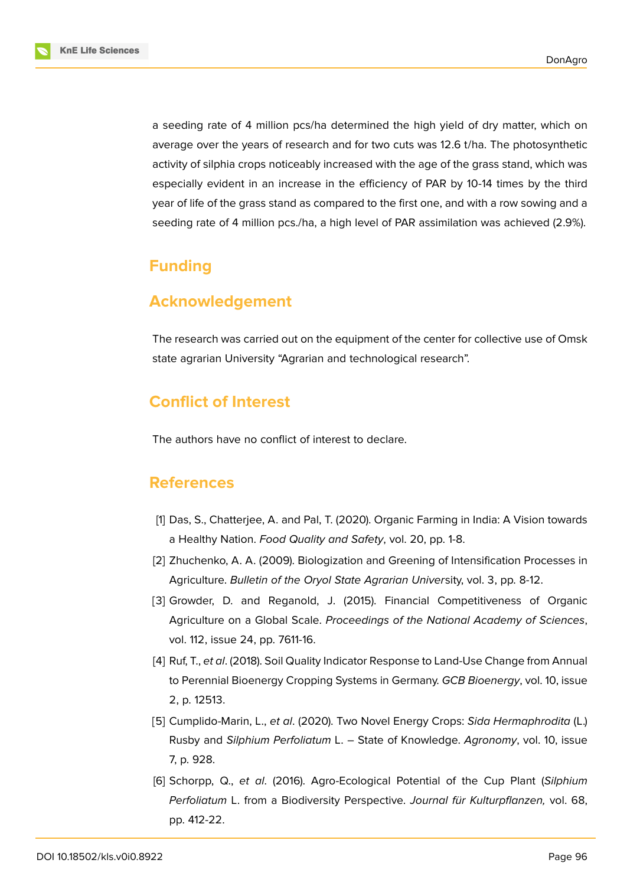a seeding rate of 4 million pcs/ha determined the high yield of dry matter, which on average over the years of research and for two cuts was 12.6 t/ha. The photosynthetic activity of silphia crops noticeably increased with the age of the grass stand, which was especially evident in an increase in the efficiency of PAR by 10-14 times by the third year of life of the grass stand as compared to the first one, and with a row sowing and a seeding rate of 4 million pcs./ha, a high level of PAR assimilation was achieved (2.9%).

## Funding

## Acknowledgement

The research was carried out on the equipment of the center for collective use of Omsk state agrarian University “Agrarian and technological research”.

## Conflict of Interest

The authors have no conflict of interest to declare.

## References

[1] Das, S., Chatterjee, A. and Pal, T. (2020). Organic Farming in India: A Vision towards a Healthy Nation. *Food Quality and Safety*, vol. 20, pp. 1-8.

[2] Zhuchenko, A. A. (2009). Biologization and Greening of Intensification Processes in Agriculture. *Bulletin of the Oryol State Agrarian University*, vol. 3, pp. 8-12.

[3] Growder, D. and Reganold, J. (2015). Financial Competitiveness of Organic Agriculture on a Global Scale. *Proceedings of the National Academy of Sciences*, vol. 112, issue 24, pp. 7611-16.

[4] Ruf, T., *et al*. (2018). Soil Quality Indicator Response to Land-Use Change from Annual to Perennial Bioenergy Cropping Systems in Germany. *GCB Bioenergy*, vol. 10, issue 2, p. 12513.

[5] Cumplido-Marin, L., *et al*. (2020). Two Novel Energy Crops: *Sida Hermaphrodita* (L.) Rusby and *Silphium Perfoliatum* L. – State of Knowledge. *Agronomy*, vol. 10, issue 7, p. 928.

[6] Schorpp, Q., *et al*. (2016). Agro-Ecological Potential of the Cup Plant (*Silphium Perfoliatum* L. from a Biodiversity Perspective. *Journal für Kulturpflanzen,* vol. 68, pp. 412-22.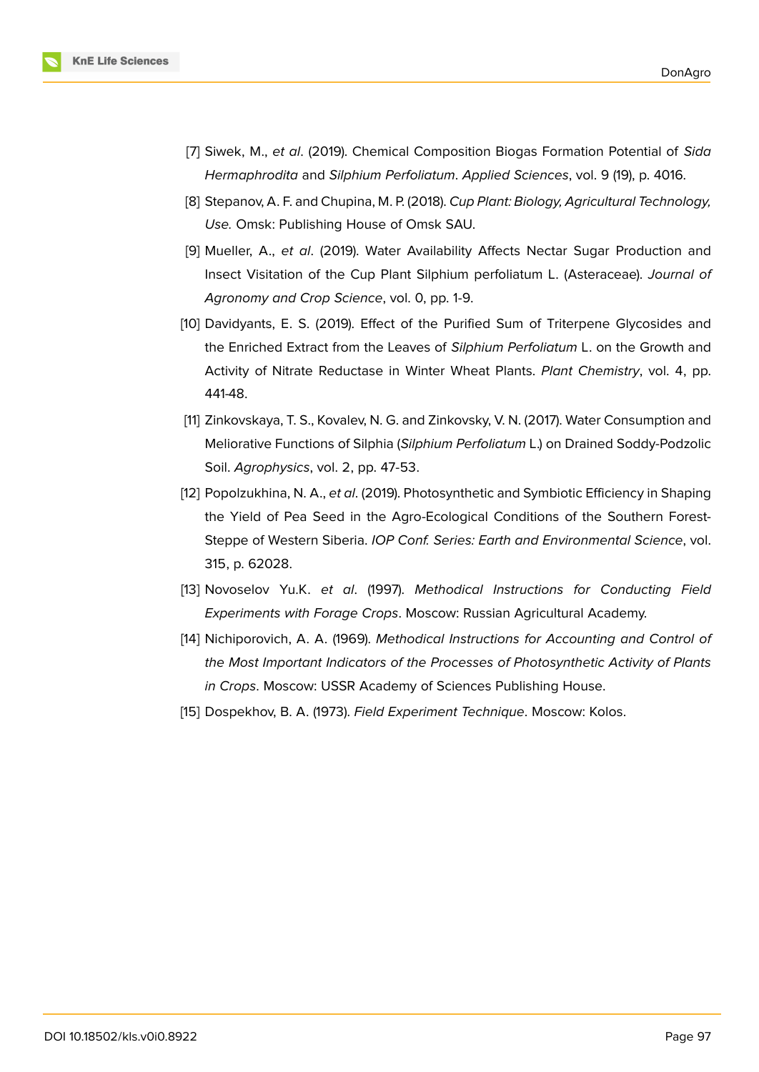[7] Siwek, M., *et al*. (2019). Chemical Composition Biogas Formation Potential of *Sida Hermaphrodita* and *Silphium Perfoliatum*. *Applied Sciences*, vol. 9 (19), p. 4016.

[8] Stepanov, A. F. and Chupina, M. P. (2018). *Cup Plant: Biology, Agricultural Technology, Use.* Omsk: Publishing House of Omsk SAU.

[9] Mueller, A., *et al*. (2019). Water Availability Affects Nectar Sugar Production and Insect Visitation of the Cup Plant Silphium perfoliatum L. (Asteraceae). *Journal of Agronomy and Crop Science*, vol. 0, pp. 1-9.

[10] Davidyants, E. S. (2019). Effect of the Purified Sum of Triterpene Glycosides and the Enriched Extract from the Leaves of *Silphium Perfoliatum* L. on the Growth and Activity of Nitrate Reductase in Winter Wheat Plants. *Plant Chemistry*, vol. 4, pp. 441-48.

[11] Zinkovskaya, T. S., Kovalev, N. G. and Zinkovsky, V. N. (2017). Water Consumption and Meliorative Functions of Silphia (*Silphium Perfoliatum* L.) on Drained Soddy-Podzolic Soil. *Agrophysics*, vol. 2, pp. 47-53.

[12] Popolzukhina, N. A., *et al*. (2019). Photosynthetic and Symbiotic Efficiency in Shaping the Yield of Pea Seed in the Agro-Ecological Conditions of the Southern Forest-Steppe of Western Siberia. *IOP Conf. Series: Earth and Environmental Science*, vol. 315, p. 62028.

[13] Novoselov Yu.K. *et al*. (1997). *Methodical Instructions for Conducting Field Experiments with Forage Crops*. Moscow: Russian Agricultural Academy.

[14] Nichiporovich, A. A. (1969). *Methodical Instructions for Accounting and Control of the Most Important Indicators of the Processes of Photosynthetic Activity of Plants in Crops*. Moscow: USSR Academy of Sciences Publishing House.

[15] Dospekhov, B. A. (1973). *Field Experiment Technique*. Moscow: Kolos.